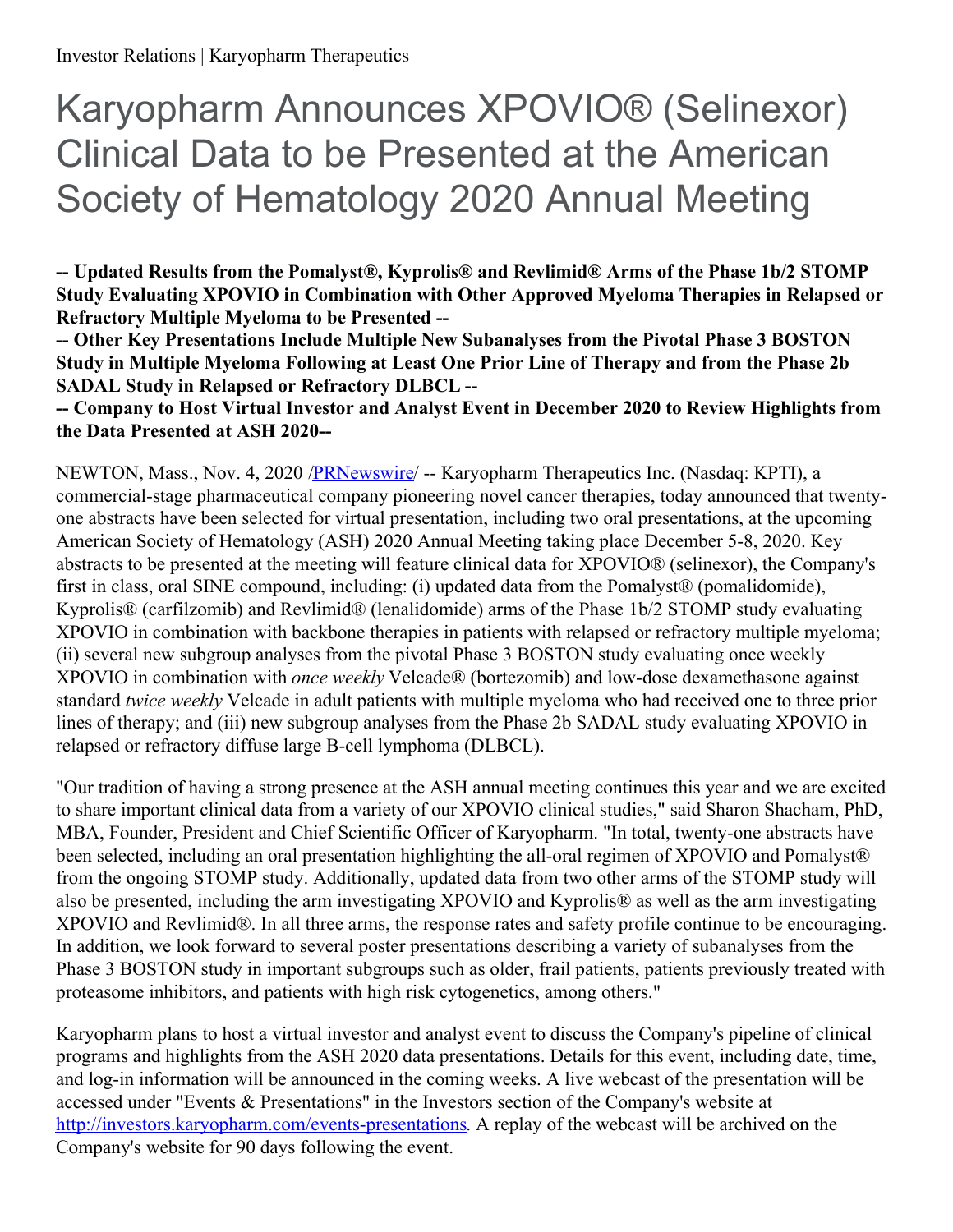# Karyopharm Announces XPOVIO® (Selinexor) Clinical Data to be Presented at the American Society of Hematology 2020 Annual Meeting

**-- Updated Results from the Pomalyst®, Kyprolis® and Revlimid® Arms of the Phase 1b/2 STOMP Study Evaluating XPOVIO in Combination with Other Approved Myeloma Therapies in Relapsed or Refractory Multiple Myeloma to be Presented --**

**-- Other Key Presentations Include Multiple New Subanalyses from the Pivotal Phase 3 BOSTON Study in Multiple Myeloma Following at Least One Prior Line of Therapy and from the Phase 2b SADAL Study in Relapsed or Refractory DLBCL --**

**-- Company to Host Virtual Investor and Analyst Event in December 2020 to Review Highlights from the Data Presented at ASH 2020--**

NEWTON, Mass., Nov. 4, 2020 /[PRNewswire](http://www.prnewswire.com/)/ -- Karyopharm Therapeutics Inc. (Nasdaq: KPTI), a commercial-stage pharmaceutical company pioneering novel cancer therapies, today announced that twenty-one abstracts have been selected for virtual presentation, including two oral presentations, at the upcoming American Society of Hematology (ASH) 2020 Annual Meeting taking place December 5-8, 2020. Key abstracts to be presented at the meeting will feature clinical data for XPOVIO® (selinexor), the Company's first in class, oral SINE compound, including: (i) updated data from the Pomalyst® (pomalidomide), Kyprolis® (carfilzomib) and Revlimid® (lenalidomide) arms of the Phase 1b/2 STOMP study evaluating XPOVIO in combination with backbone therapies in patients with relapsed or refractory multiple myeloma; (ii) several new subgroup analyses from the pivotal Phase 3 BOSTON study evaluating once weekly XPOVIO in combination with *once weekly* Velcade® (bortezomib) and low-dose dexamethasone against standard *twice weekly* Velcade in adult patients with multiple myeloma who had received one to three prior lines of therapy; and (iii) new subgroup analyses from the Phase 2b SADAL study evaluating XPOVIO in relapsed or refractory diffuse large B-cell lymphoma (DLBCL).

"Our tradition of having a strong presence at the ASH annual meeting continues this year and we are excited to share important clinical data from a variety of our XPOVIO clinical studies," said Sharon Shacham, PhD, MBA, Founder, President and Chief Scientific Officer of Karyopharm. "In total, twenty-one abstracts have been selected, including an oral presentation highlighting the all-oral regimen of XPOVIO and Pomalyst® from the ongoing STOMP study. Additionally, updated data from two other arms of the STOMP study will also be presented, including the arm investigating XPOVIO and Kyprolis® as well as the arm investigating XPOVIO and Revlimid®. In all three arms, the response rates and safety profile continue to be encouraging. In addition, we look forward to several poster presentations describing a variety of subanalyses from the Phase 3 BOSTON study in important subgroups such as older, frail patients, patients previously treated with proteasome inhibitors, and patients with high risk cytogenetics, among others."

Karyopharm plans to host a virtual investor and analyst event to discuss the Company's pipeline of clinical programs and highlights from the ASH 2020 data presentations. Details for this event, including date, time, and log-in information will be announced in the coming weeks. A live webcast of the presentation will be accessed under "Events & Presentations" in the Investors section of the Company's website at [http://investors.karyopharm.com/events-presentations](http://investors.karyopharm.com/events-presentations). A replay of the webcast will be archived on the Company's website for 90 days following the event.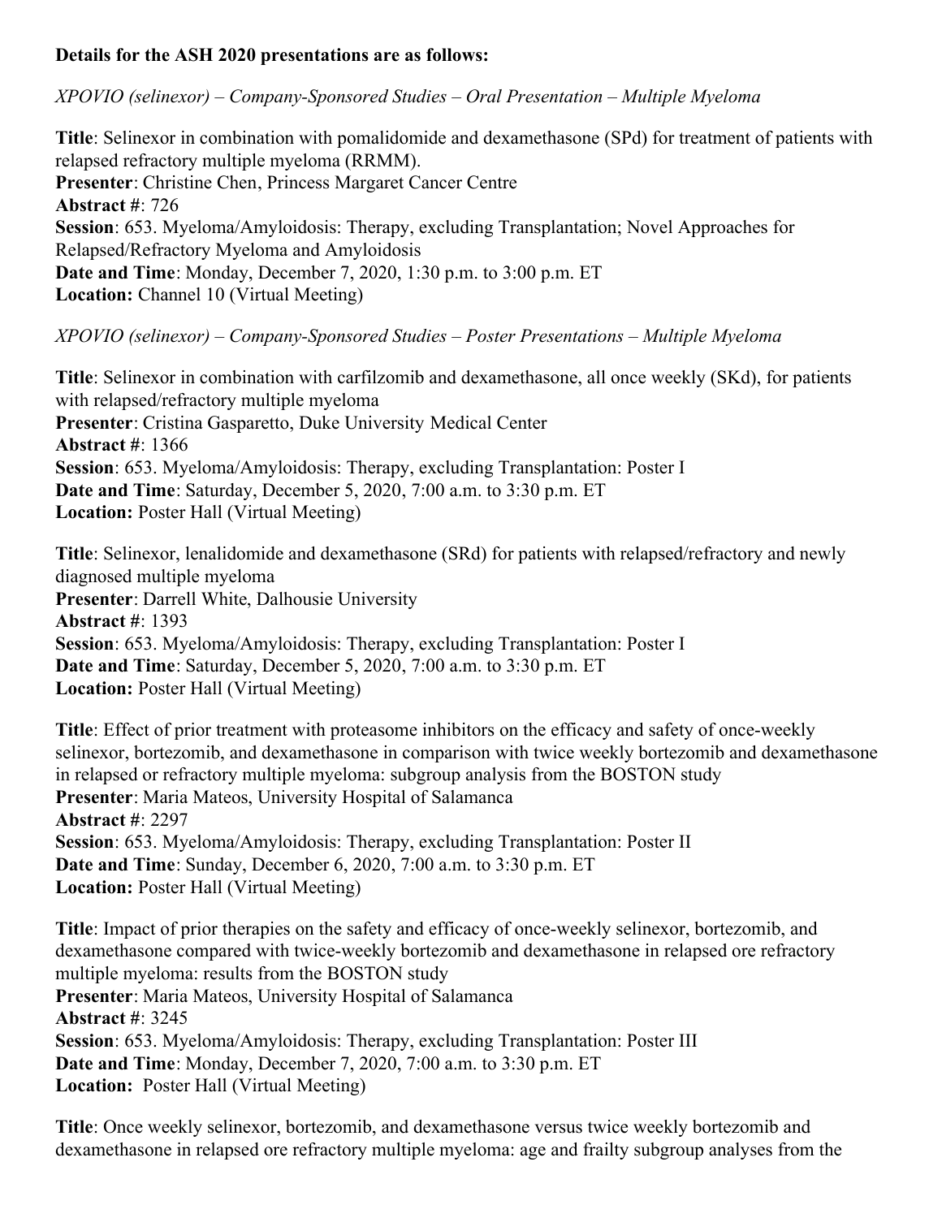**Details for the ASH 2020 presentations are as follows:**

*XPOVIO (selinexor) – Company-Sponsored Studies – Oral Presentation – Multiple Myeloma*

**Title**: Selinexor in combination with pomalidomide and dexamethasone (SPd) for treatment of patients with relapsed refractory multiple myeloma (RRMM).
**Presenter**: Christine Chen, Princess Margaret Cancer Centre
**Abstract #**: 726
**Session**: 653. Myeloma/Amyloidosis: Therapy, excluding Transplantation; Novel Approaches for Relapsed/Refractory Myeloma and Amyloidosis
**Date and Time**: Monday, December 7, 2020, 1:30 p.m. to 3:00 p.m. ET
**Location:** Channel 10 (Virtual Meeting)

*XPOVIO (selinexor) – Company-Sponsored Studies – Poster Presentations – Multiple Myeloma*

**Title**: Selinexor in combination with carfilzomib and dexamethasone, all once weekly (SKd), for patients with relapsed/refractory multiple myeloma
**Presenter**: Cristina Gasparetto, Duke University Medical Center
**Abstract #**: 1366
**Session**: 653. Myeloma/Amyloidosis: Therapy, excluding Transplantation: Poster I
**Date and Time**: Saturday, December 5, 2020, 7:00 a.m. to 3:30 p.m. ET
**Location:** Poster Hall (Virtual Meeting)

**Title**: Selinexor, lenalidomide and dexamethasone (SRd) for patients with relapsed/refractory and newly diagnosed multiple myeloma
**Presenter**: Darrell White, Dalhousie University
**Abstract #**: 1393
**Session**: 653. Myeloma/Amyloidosis: Therapy, excluding Transplantation: Poster I
**Date and Time**: Saturday, December 5, 2020, 7:00 a.m. to 3:30 p.m. ET
**Location:** Poster Hall (Virtual Meeting)

**Title**: Effect of prior treatment with proteasome inhibitors on the efficacy and safety of once-weekly selinexor, bortezomib, and dexamethasone in comparison with twice weekly bortezomib and dexamethasone in relapsed or refractory multiple myeloma: subgroup analysis from the BOSTON study
**Presenter**: Maria Mateos, University Hospital of Salamanca
**Abstract #**: 2297
**Session**: 653. Myeloma/Amyloidosis: Therapy, excluding Transplantation: Poster II
**Date and Time**: Sunday, December 6, 2020, 7:00 a.m. to 3:30 p.m. ET
**Location:** Poster Hall (Virtual Meeting)

**Title**: Impact of prior therapies on the safety and efficacy of once-weekly selinexor, bortezomib, and dexamethasone compared with twice-weekly bortezomib and dexamethasone in relapsed ore refractory multiple myeloma: results from the BOSTON study
**Presenter**: Maria Mateos, University Hospital of Salamanca
**Abstract #**: 3245
**Session**: 653. Myeloma/Amyloidosis: Therapy, excluding Transplantation: Poster III
**Date and Time**: Monday, December 7, 2020, 7:00 a.m. to 3:30 p.m. ET
**Location:** Poster Hall (Virtual Meeting)

**Title**: Once weekly selinexor, bortezomib, and dexamethasone versus twice weekly bortezomib and dexamethasone in relapsed ore refractory multiple myeloma: age and frailty subgroup analyses from the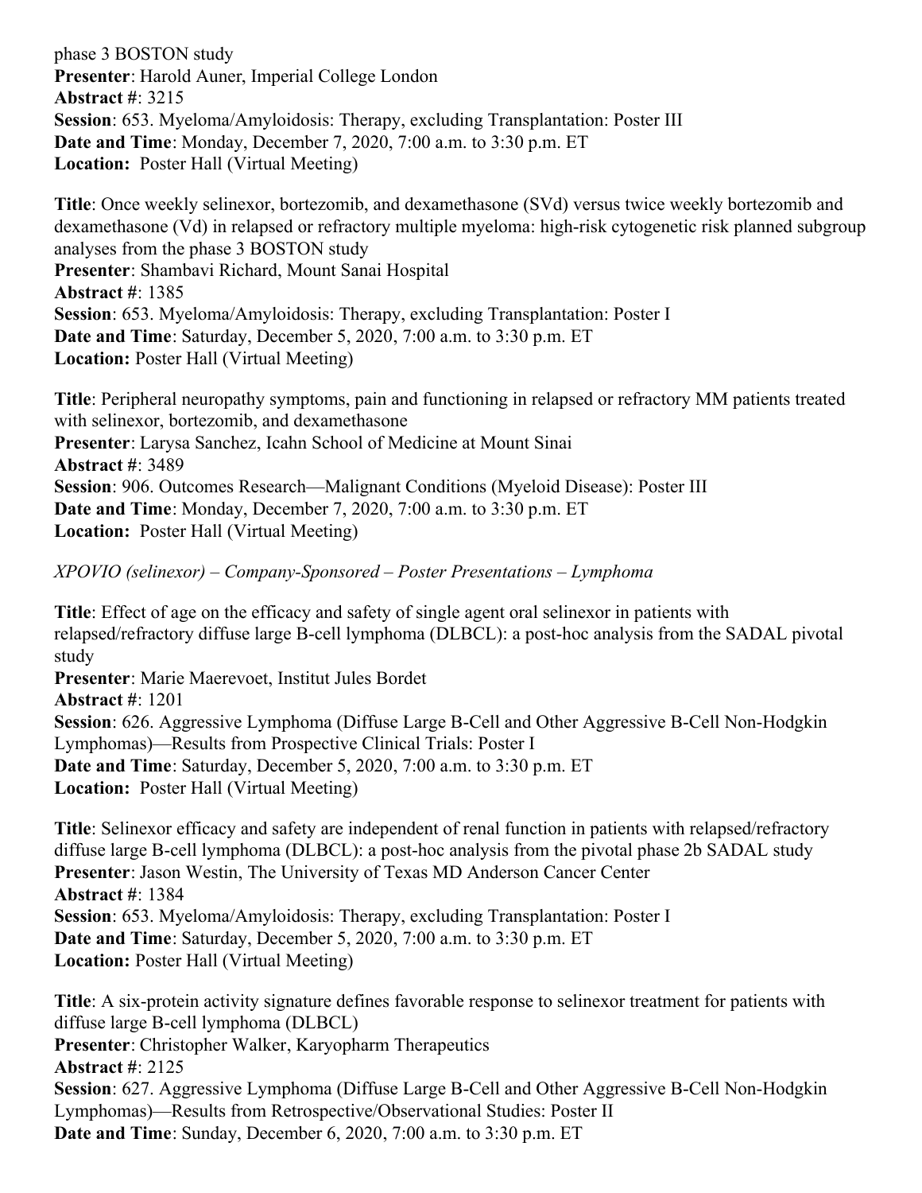phase 3 BOSTON study
**Presenter**: Harold Auner, Imperial College London
**Abstract #**: 3215
**Session**: 653. Myeloma/Amyloidosis: Therapy, excluding Transplantation: Poster III
**Date and Time**: Monday, December 7, 2020, 7:00 a.m. to 3:30 p.m. ET
**Location:** Poster Hall (Virtual Meeting)

**Title**: Once weekly selinexor, bortezomib, and dexamethasone (SVd) versus twice weekly bortezomib and dexamethasone (Vd) in relapsed or refractory multiple myeloma: high-risk cytogenetic risk planned subgroup analyses from the phase 3 BOSTON study
**Presenter**: Shambavi Richard, Mount Sanai Hospital
**Abstract #**: 1385
**Session**: 653. Myeloma/Amyloidosis: Therapy, excluding Transplantation: Poster I
**Date and Time**: Saturday, December 5, 2020, 7:00 a.m. to 3:30 p.m. ET
**Location:** Poster Hall (Virtual Meeting)

**Title**: Peripheral neuropathy symptoms, pain and functioning in relapsed or refractory MM patients treated with selinexor, bortezomib, and dexamethasone
**Presenter**: Larysa Sanchez, Icahn School of Medicine at Mount Sinai
**Abstract #**: 3489
**Session**: 906. Outcomes Research—Malignant Conditions (Myeloid Disease): Poster III
**Date and Time**: Monday, December 7, 2020, 7:00 a.m. to 3:30 p.m. ET
**Location:** Poster Hall (Virtual Meeting)

*XPOVIO (selinexor) – Company-Sponsored – Poster Presentations – Lymphoma*

**Title**: Effect of age on the efficacy and safety of single agent oral selinexor in patients with relapsed/refractory diffuse large B-cell lymphoma (DLBCL): a post-hoc analysis from the SADAL pivotal study
**Presenter**: Marie Maerevoet, Institut Jules Bordet
**Abstract #**: 1201
**Session**: 626. Aggressive Lymphoma (Diffuse Large B-Cell and Other Aggressive B-Cell Non-Hodgkin Lymphomas)—Results from Prospective Clinical Trials: Poster I
**Date and Time**: Saturday, December 5, 2020, 7:00 a.m. to 3:30 p.m. ET
**Location:** Poster Hall (Virtual Meeting)

**Title**: Selinexor efficacy and safety are independent of renal function in patients with relapsed/refractory diffuse large B-cell lymphoma (DLBCL): a post-hoc analysis from the pivotal phase 2b SADAL study
**Presenter**: Jason Westin, The University of Texas MD Anderson Cancer Center
**Abstract #**: 1384
**Session**: 653. Myeloma/Amyloidosis: Therapy, excluding Transplantation: Poster I
**Date and Time**: Saturday, December 5, 2020, 7:00 a.m. to 3:30 p.m. ET
**Location:** Poster Hall (Virtual Meeting)

**Title**: A six-protein activity signature defines favorable response to selinexor treatment for patients with diffuse large B-cell lymphoma (DLBCL)
**Presenter**: Christopher Walker, Karyopharm Therapeutics
**Abstract #**: 2125
**Session**: 627. Aggressive Lymphoma (Diffuse Large B-Cell and Other Aggressive B-Cell Non-Hodgkin Lymphomas)—Results from Retrospective/Observational Studies: Poster II
**Date and Time**: Sunday, December 6, 2020, 7:00 a.m. to 3:30 p.m. ET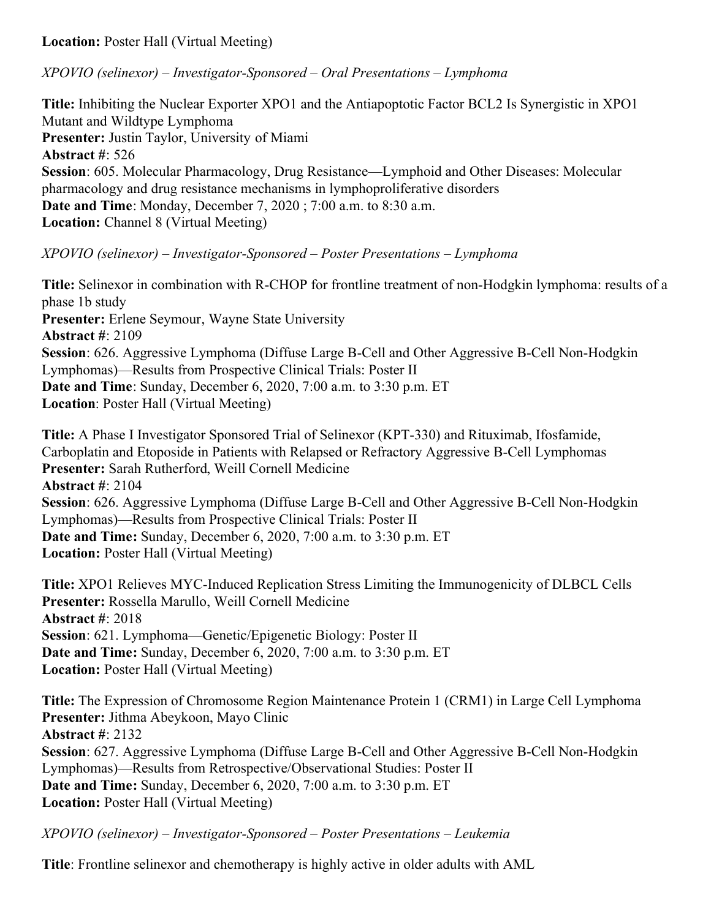**Location:** Poster Hall (Virtual Meeting)

*XPOVIO (selinexor) – Investigator-Sponsored – Oral Presentations – Lymphoma*

**Title:** Inhibiting the Nuclear Exporter XPO1 and the Antiapoptotic Factor BCL2 Is Synergistic in XPO1 Mutant and Wildtype Lymphoma
**Presenter:** Justin Taylor, University of Miami
**Abstract #**: 526
**Session**: 605. Molecular Pharmacology, Drug Resistance—Lymphoid and Other Diseases: Molecular pharmacology and drug resistance mechanisms in lymphoproliferative disorders
**Date and Time**: Monday, December 7, 2020 ; 7:00 a.m. to 8:30 a.m.
**Location:** Channel 8 (Virtual Meeting)

*XPOVIO (selinexor) – Investigator-Sponsored – Poster Presentations – Lymphoma*

**Title:** Selinexor in combination with R-CHOP for frontline treatment of non-Hodgkin lymphoma: results of a phase 1b study
**Presenter:** Erlene Seymour, Wayne State University
**Abstract #**: 2109
**Session**: 626. Aggressive Lymphoma (Diffuse Large B-Cell and Other Aggressive B-Cell Non-Hodgkin Lymphomas)—Results from Prospective Clinical Trials: Poster II
**Date and Time**: Sunday, December 6, 2020, 7:00 a.m. to 3:30 p.m. ET
**Location**: Poster Hall (Virtual Meeting)

**Title:** A Phase I Investigator Sponsored Trial of Selinexor (KPT-330) and Rituximab, Ifosfamide, Carboplatin and Etoposide in Patients with Relapsed or Refractory Aggressive B-Cell Lymphomas
**Presenter:** Sarah Rutherford, Weill Cornell Medicine
**Abstract #**: 2104
**Session**: 626. Aggressive Lymphoma (Diffuse Large B-Cell and Other Aggressive B-Cell Non-Hodgkin Lymphomas)—Results from Prospective Clinical Trials: Poster II
**Date and Time:** Sunday, December 6, 2020, 7:00 a.m. to 3:30 p.m. ET
**Location:** Poster Hall (Virtual Meeting)

**Title:** XPO1 Relieves MYC-Induced Replication Stress Limiting the Immunogenicity of DLBCL Cells
**Presenter:** Rossella Marullo, Weill Cornell Medicine
**Abstract #**: 2018
**Session**: 621. Lymphoma—Genetic/Epigenetic Biology: Poster II
**Date and Time:** Sunday, December 6, 2020, 7:00 a.m. to 3:30 p.m. ET
**Location:** Poster Hall (Virtual Meeting)

**Title:** The Expression of Chromosome Region Maintenance Protein 1 (CRM1) in Large Cell Lymphoma
**Presenter:** Jithma Abeykoon, Mayo Clinic
**Abstract #**: 2132
**Session**: 627. Aggressive Lymphoma (Diffuse Large B-Cell and Other Aggressive B-Cell Non-Hodgkin Lymphomas)—Results from Retrospective/Observational Studies: Poster II
**Date and Time:** Sunday, December 6, 2020, 7:00 a.m. to 3:30 p.m. ET
**Location:** Poster Hall (Virtual Meeting)

*XPOVIO (selinexor) – Investigator-Sponsored – Poster Presentations – Leukemia*

**Title**: Frontline selinexor and chemotherapy is highly active in older adults with AML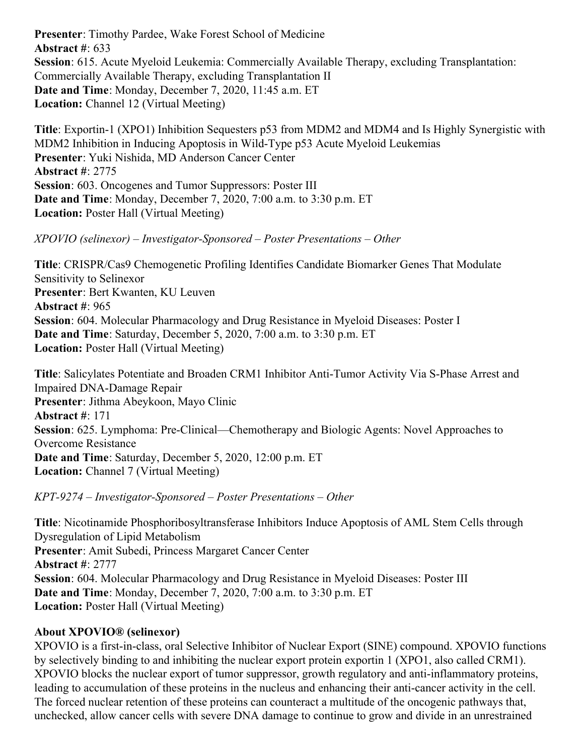**Presenter**: Timothy Pardee, Wake Forest School of Medicine
**Abstract #**: 633
**Session**: 615. Acute Myeloid Leukemia: Commercially Available Therapy, excluding Transplantation: Commercially Available Therapy, excluding Transplantation II
**Date and Time**: Monday, December 7, 2020, 11:45 a.m. ET
**Location:** Channel 12 (Virtual Meeting)

**Title**: Exportin-1 (XPO1) Inhibition Sequesters p53 from MDM2 and MDM4 and Is Highly Synergistic with MDM2 Inhibition in Inducing Apoptosis in Wild-Type p53 Acute Myeloid Leukemias
**Presenter**: Yuki Nishida, MD Anderson Cancer Center
**Abstract #**: 2775
**Session**: 603. Oncogenes and Tumor Suppressors: Poster III
**Date and Time**: Monday, December 7, 2020, 7:00 a.m. to 3:30 p.m. ET
**Location:** Poster Hall (Virtual Meeting)

*XPOVIO (selinexor) – Investigator-Sponsored – Poster Presentations – Other*

**Title**: CRISPR/Cas9 Chemogenetic Profiling Identifies Candidate Biomarker Genes That Modulate Sensitivity to Selinexor
**Presenter**: Bert Kwanten, KU Leuven
**Abstract #**: 965
**Session**: 604. Molecular Pharmacology and Drug Resistance in Myeloid Diseases: Poster I
**Date and Time**: Saturday, December 5, 2020, 7:00 a.m. to 3:30 p.m. ET
**Location:** Poster Hall (Virtual Meeting)

**Title**: Salicylates Potentiate and Broaden CRM1 Inhibitor Anti-Tumor Activity Via S-Phase Arrest and Impaired DNA-Damage Repair
**Presenter**: Jithma Abeykoon, Mayo Clinic
**Abstract #**: 171
**Session**: 625. Lymphoma: Pre-Clinical—Chemotherapy and Biologic Agents: Novel Approaches to Overcome Resistance
**Date and Time**: Saturday, December 5, 2020, 12:00 p.m. ET
**Location:** Channel 7 (Virtual Meeting)

*KPT-9274 – Investigator-Sponsored – Poster Presentations – Other*

**Title**: Nicotinamide Phosphoribosyltransferase Inhibitors Induce Apoptosis of AML Stem Cells through Dysregulation of Lipid Metabolism
**Presenter**: Amit Subedi, Princess Margaret Cancer Center
**Abstract #**: 2777
**Session**: 604. Molecular Pharmacology and Drug Resistance in Myeloid Diseases: Poster III
**Date and Time**: Monday, December 7, 2020, 7:00 a.m. to 3:30 p.m. ET
**Location:** Poster Hall (Virtual Meeting)

**About XPOVIO® (selinexor)**

XPOVIO is a first-in-class, oral Selective Inhibitor of Nuclear Export (SINE) compound. XPOVIO functions by selectively binding to and inhibiting the nuclear export protein exportin 1 (XPO1, also called CRM1). XPOVIO blocks the nuclear export of tumor suppressor, growth regulatory and anti-inflammatory proteins, leading to accumulation of these proteins in the nucleus and enhancing their anti-cancer activity in the cell. The forced nuclear retention of these proteins can counteract a multitude of the oncogenic pathways that, unchecked, allow cancer cells with severe DNA damage to continue to grow and divide in an unrestrained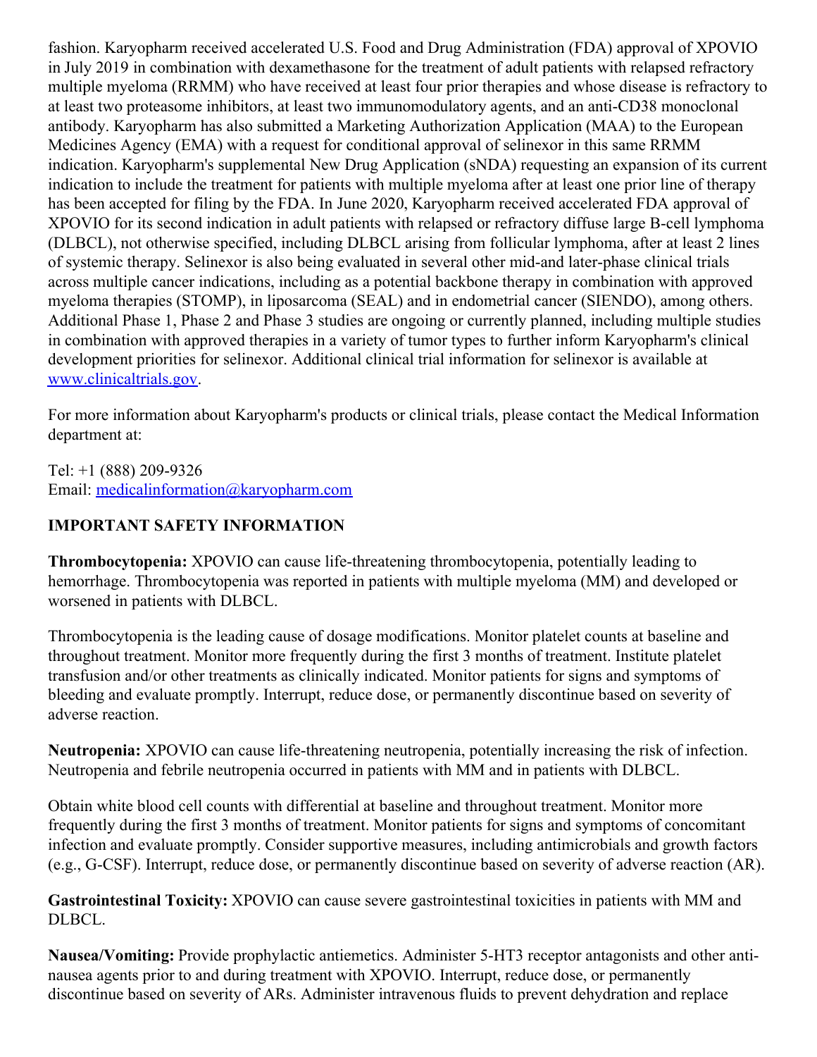fashion. Karyopharm received accelerated U.S. Food and Drug Administration (FDA) approval of XPOVIO in July 2019 in combination with dexamethasone for the treatment of adult patients with relapsed refractory multiple myeloma (RRMM) who have received at least four prior therapies and whose disease is refractory to at least two proteasome inhibitors, at least two immunomodulatory agents, and an anti-CD38 monoclonal antibody. Karyopharm has also submitted a Marketing Authorization Application (MAA) to the European Medicines Agency (EMA) with a request for conditional approval of selinexor in this same RRMM indication. Karyopharm's supplemental New Drug Application (sNDA) requesting an expansion of its current indication to include the treatment for patients with multiple myeloma after at least one prior line of therapy has been accepted for filing by the FDA. In June 2020, Karyopharm received accelerated FDA approval of XPOVIO for its second indication in adult patients with relapsed or refractory diffuse large B-cell lymphoma (DLBCL), not otherwise specified, including DLBCL arising from follicular lymphoma, after at least 2 lines of systemic therapy. Selinexor is also being evaluated in several other mid-and later-phase clinical trials across multiple cancer indications, including as a potential backbone therapy in combination with approved myeloma therapies (STOMP), in liposarcoma (SEAL) and in endometrial cancer (SIENDO), among others. Additional Phase 1, Phase 2 and Phase 3 studies are ongoing or currently planned, including multiple studies in combination with approved therapies in a variety of tumor types to further inform Karyopharm's clinical development priorities for selinexor. Additional clinical trial information for selinexor is available at [www.clinicaltrials.gov](www.clinicaltrials.gov).

For more information about Karyopharm's products or clinical trials, please contact the Medical Information department at:

Tel: +1 (888) 209-9326
Email: [medicalinformation@karyopharm.com](mailto:medicalinformation@karyopharm.com)

**IMPORTANT SAFETY INFORMATION**

**Thrombocytopenia:** XPOVIO can cause life-threatening thrombocytopenia, potentially leading to hemorrhage. Thrombocytopenia was reported in patients with multiple myeloma (MM) and developed or worsened in patients with DLBCL.

Thrombocytopenia is the leading cause of dosage modifications. Monitor platelet counts at baseline and throughout treatment. Monitor more frequently during the first 3 months of treatment. Institute platelet transfusion and/or other treatments as clinically indicated. Monitor patients for signs and symptoms of bleeding and evaluate promptly. Interrupt, reduce dose, or permanently discontinue based on severity of adverse reaction.

**Neutropenia:** XPOVIO can cause life-threatening neutropenia, potentially increasing the risk of infection. Neutropenia and febrile neutropenia occurred in patients with MM and in patients with DLBCL.

Obtain white blood cell counts with differential at baseline and throughout treatment. Monitor more frequently during the first 3 months of treatment. Monitor patients for signs and symptoms of concomitant infection and evaluate promptly. Consider supportive measures, including antimicrobials and growth factors (e.g., G-CSF). Interrupt, reduce dose, or permanently discontinue based on severity of adverse reaction (AR).

**Gastrointestinal Toxicity:** XPOVIO can cause severe gastrointestinal toxicities in patients with MM and DLBCL.

**Nausea/Vomiting:** Provide prophylactic antiemetics. Administer 5-HT3 receptor antagonists and other anti-nausea agents prior to and during treatment with XPOVIO. Interrupt, reduce dose, or permanently discontinue based on severity of ARs. Administer intravenous fluids to prevent dehydration and replace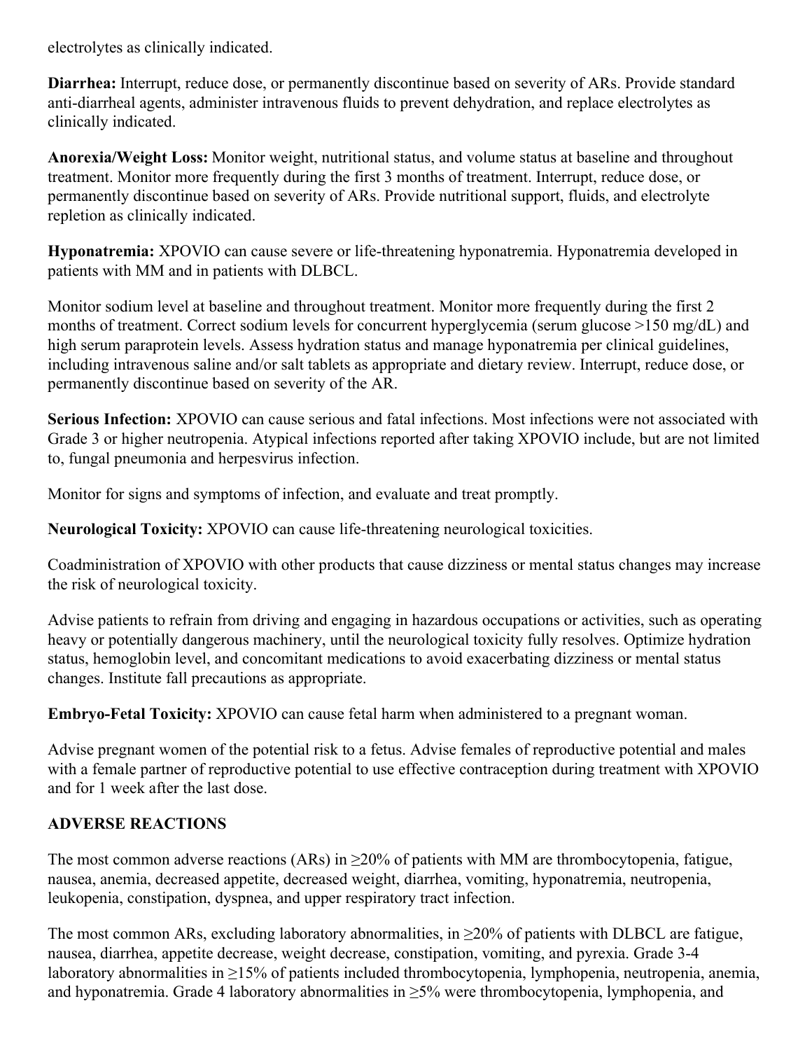electrolytes as clinically indicated.

**Diarrhea:** Interrupt, reduce dose, or permanently discontinue based on severity of ARs. Provide standard anti-diarrheal agents, administer intravenous fluids to prevent dehydration, and replace electrolytes as clinically indicated.

**Anorexia/Weight Loss:** Monitor weight, nutritional status, and volume status at baseline and throughout treatment. Monitor more frequently during the first 3 months of treatment. Interrupt, reduce dose, or permanently discontinue based on severity of ARs. Provide nutritional support, fluids, and electrolyte repletion as clinically indicated.

**Hyponatremia:** XPOVIO can cause severe or life-threatening hyponatremia. Hyponatremia developed in patients with MM and in patients with DLBCL.

Monitor sodium level at baseline and throughout treatment. Monitor more frequently during the first 2 months of treatment. Correct sodium levels for concurrent hyperglycemia (serum glucose >150 mg/dL) and high serum paraprotein levels. Assess hydration status and manage hyponatremia per clinical guidelines, including intravenous saline and/or salt tablets as appropriate and dietary review. Interrupt, reduce dose, or permanently discontinue based on severity of the AR.

**Serious Infection:** XPOVIO can cause serious and fatal infections. Most infections were not associated with Grade 3 or higher neutropenia. Atypical infections reported after taking XPOVIO include, but are not limited to, fungal pneumonia and herpesvirus infection.

Monitor for signs and symptoms of infection, and evaluate and treat promptly.

**Neurological Toxicity:** XPOVIO can cause life-threatening neurological toxicities.

Coadministration of XPOVIO with other products that cause dizziness or mental status changes may increase the risk of neurological toxicity.

Advise patients to refrain from driving and engaging in hazardous occupations or activities, such as operating heavy or potentially dangerous machinery, until the neurological toxicity fully resolves. Optimize hydration status, hemoglobin level, and concomitant medications to avoid exacerbating dizziness or mental status changes. Institute fall precautions as appropriate.

**Embryo-Fetal Toxicity:** XPOVIO can cause fetal harm when administered to a pregnant woman.

Advise pregnant women of the potential risk to a fetus. Advise females of reproductive potential and males with a female partner of reproductive potential to use effective contraception during treatment with XPOVIO and for 1 week after the last dose.

## ADVERSE REACTIONS

The most common adverse reactions (ARs) in ≥20% of patients with MM are thrombocytopenia, fatigue, nausea, anemia, decreased appetite, decreased weight, diarrhea, vomiting, hyponatremia, neutropenia, leukopenia, constipation, dyspnea, and upper respiratory tract infection.

The most common ARs, excluding laboratory abnormalities, in ≥20% of patients with DLBCL are fatigue, nausea, diarrhea, appetite decrease, weight decrease, constipation, vomiting, and pyrexia. Grade 3-4 laboratory abnormalities in ≥15% of patients included thrombocytopenia, lymphopenia, neutropenia, anemia, and hyponatremia. Grade 4 laboratory abnormalities in ≥5% were thrombocytopenia, lymphopenia, and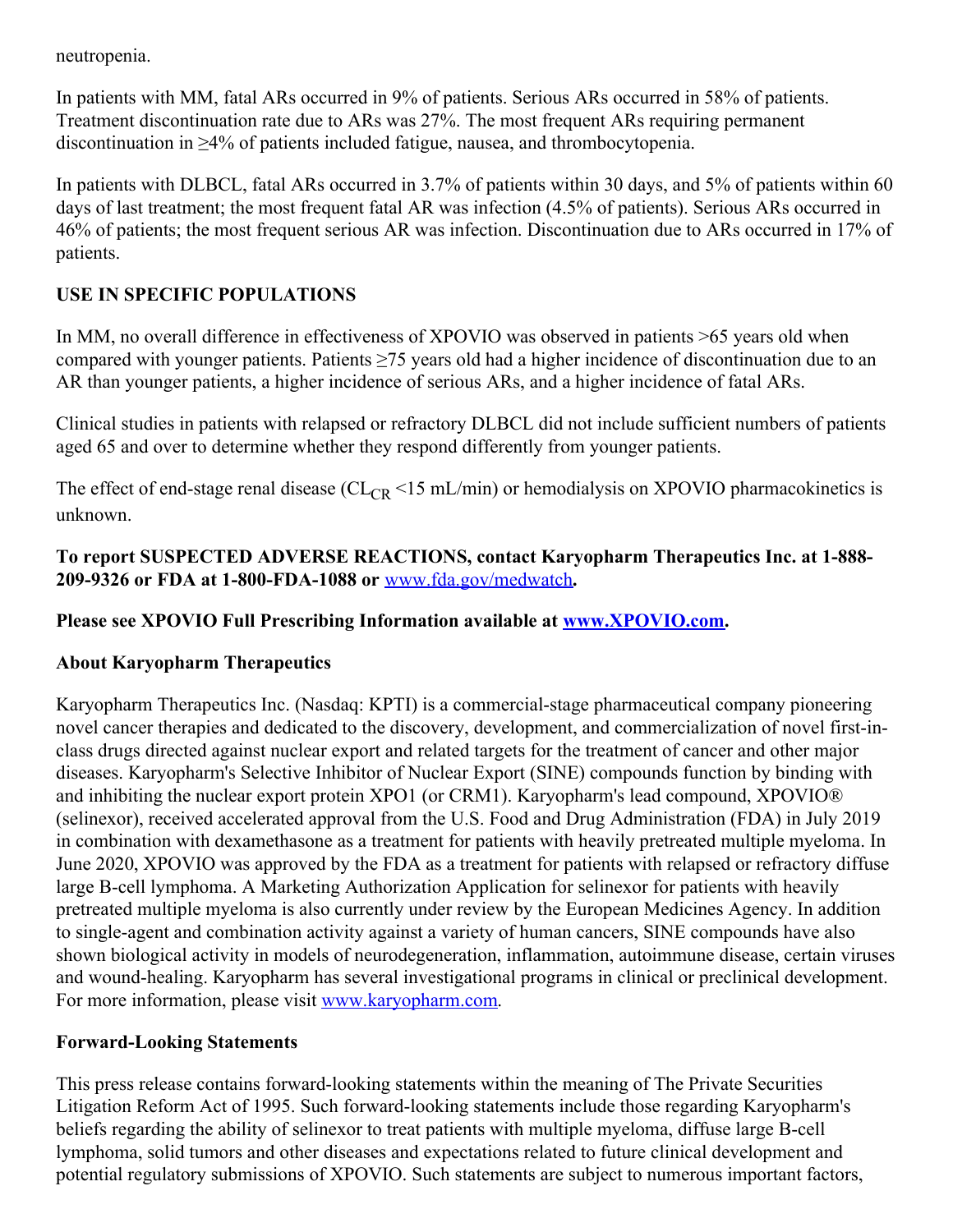neutropenia.

In patients with MM, fatal ARs occurred in 9% of patients. Serious ARs occurred in 58% of patients. Treatment discontinuation rate due to ARs was 27%. The most frequent ARs requiring permanent discontinuation in ≥4% of patients included fatigue, nausea, and thrombocytopenia.

In patients with DLBCL, fatal ARs occurred in 3.7% of patients within 30 days, and 5% of patients within 60 days of last treatment; the most frequent fatal AR was infection (4.5% of patients). Serious ARs occurred in 46% of patients; the most frequent serious AR was infection. Discontinuation due to ARs occurred in 17% of patients.

**USE IN SPECIFIC POPULATIONS**

In MM, no overall difference in effectiveness of XPOVIO was observed in patients >65 years old when compared with younger patients. Patients ≥75 years old had a higher incidence of discontinuation due to an AR than younger patients, a higher incidence of serious ARs, and a higher incidence of fatal ARs.

Clinical studies in patients with relapsed or refractory DLBCL did not include sufficient numbers of patients aged 65 and over to determine whether they respond differently from younger patients.

The effect of end-stage renal disease ($CL_{CR}$ <15 mL/min) or hemodialysis on XPOVIO pharmacokinetics is unknown.

**To report SUSPECTED ADVERSE REACTIONS, contact Karyopharm Therapeutics Inc. at 1-888-209-9326 or FDA at 1-800-FDA-1088 or** www.fda.gov/medwatch**.**

**Please see XPOVIO Full Prescribing Information available at www.XPOVIO.com.**

**About Karyopharm Therapeutics**

Karyopharm Therapeutics Inc. (Nasdaq: KPTI) is a commercial-stage pharmaceutical company pioneering novel cancer therapies and dedicated to the discovery, development, and commercialization of novel first-in-class drugs directed against nuclear export and related targets for the treatment of cancer and other major diseases. Karyopharm's Selective Inhibitor of Nuclear Export (SINE) compounds function by binding with and inhibiting the nuclear export protein XPO1 (or CRM1). Karyopharm's lead compound, XPOVIO® (selinexor), received accelerated approval from the U.S. Food and Drug Administration (FDA) in July 2019 in combination with dexamethasone as a treatment for patients with heavily pretreated multiple myeloma. In June 2020, XPOVIO was approved by the FDA as a treatment for patients with relapsed or refractory diffuse large B-cell lymphoma. A Marketing Authorization Application for selinexor for patients with heavily pretreated multiple myeloma is also currently under review by the European Medicines Agency. In addition to single-agent and combination activity against a variety of human cancers, SINE compounds have also shown biological activity in models of neurodegeneration, inflammation, autoimmune disease, certain viruses and wound-healing. Karyopharm has several investigational programs in clinical or preclinical development. For more information, please visit www.karyopharm.com.

**Forward-Looking Statements**

This press release contains forward-looking statements within the meaning of The Private Securities Litigation Reform Act of 1995. Such forward-looking statements include those regarding Karyopharm's beliefs regarding the ability of selinexor to treat patients with multiple myeloma, diffuse large B-cell lymphoma, solid tumors and other diseases and expectations related to future clinical development and potential regulatory submissions of XPOVIO. Such statements are subject to numerous important factors,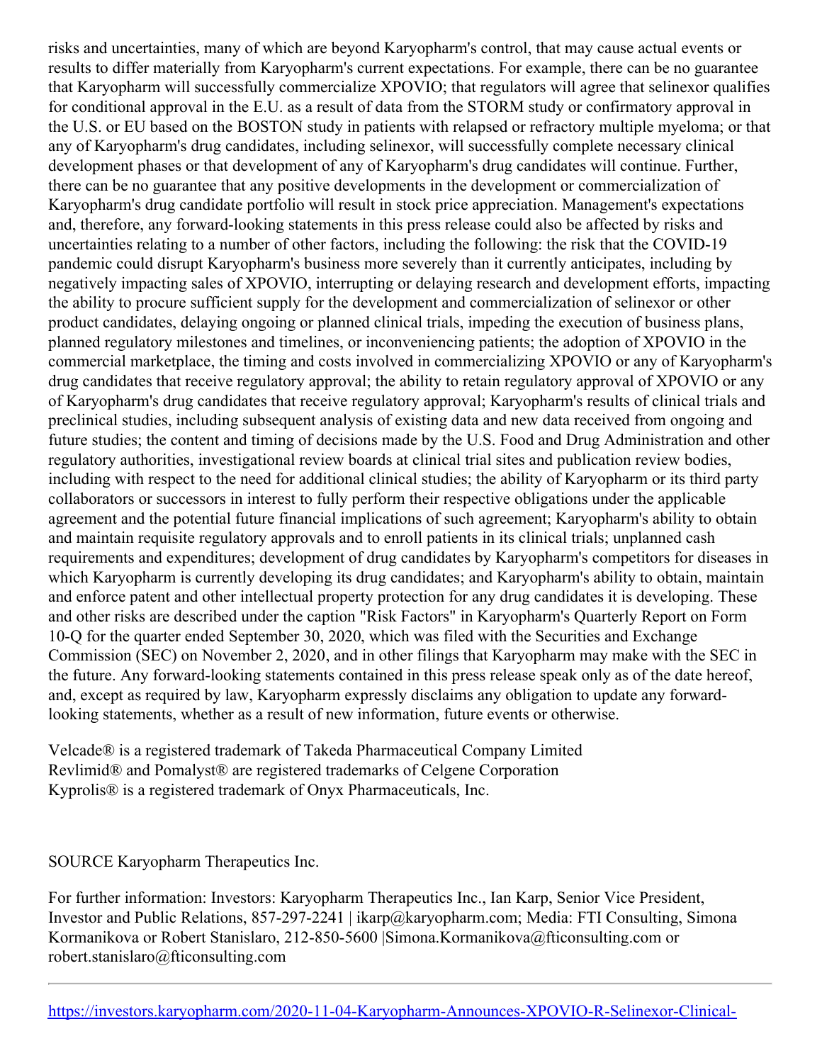risks and uncertainties, many of which are beyond Karyopharm's control, that may cause actual events or results to differ materially from Karyopharm's current expectations. For example, there can be no guarantee that Karyopharm will successfully commercialize XPOVIO; that regulators will agree that selinexor qualifies for conditional approval in the E.U. as a result of data from the STORM study or confirmatory approval in the U.S. or EU based on the BOSTON study in patients with relapsed or refractory multiple myeloma; or that any of Karyopharm's drug candidates, including selinexor, will successfully complete necessary clinical development phases or that development of any of Karyopharm's drug candidates will continue. Further, there can be no guarantee that any positive developments in the development or commercialization of Karyopharm's drug candidate portfolio will result in stock price appreciation. Management's expectations and, therefore, any forward-looking statements in this press release could also be affected by risks and uncertainties relating to a number of other factors, including the following: the risk that the COVID-19 pandemic could disrupt Karyopharm's business more severely than it currently anticipates, including by negatively impacting sales of XPOVIO, interrupting or delaying research and development efforts, impacting the ability to procure sufficient supply for the development and commercialization of selinexor or other product candidates, delaying ongoing or planned clinical trials, impeding the execution of business plans, planned regulatory milestones and timelines, or inconveniencing patients; the adoption of XPOVIO in the commercial marketplace, the timing and costs involved in commercializing XPOVIO or any of Karyopharm's drug candidates that receive regulatory approval; the ability to retain regulatory approval of XPOVIO or any of Karyopharm's drug candidates that receive regulatory approval; Karyopharm's results of clinical trials and preclinical studies, including subsequent analysis of existing data and new data received from ongoing and future studies; the content and timing of decisions made by the U.S. Food and Drug Administration and other regulatory authorities, investigational review boards at clinical trial sites and publication review bodies, including with respect to the need for additional clinical studies; the ability of Karyopharm or its third party collaborators or successors in interest to fully perform their respective obligations under the applicable agreement and the potential future financial implications of such agreement; Karyopharm's ability to obtain and maintain requisite regulatory approvals and to enroll patients in its clinical trials; unplanned cash requirements and expenditures; development of drug candidates by Karyopharm's competitors for diseases in which Karyopharm is currently developing its drug candidates; and Karyopharm's ability to obtain, maintain and enforce patent and other intellectual property protection for any drug candidates it is developing. These and other risks are described under the caption "Risk Factors" in Karyopharm's Quarterly Report on Form 10-Q for the quarter ended September 30, 2020, which was filed with the Securities and Exchange Commission (SEC) on November 2, 2020, and in other filings that Karyopharm may make with the SEC in the future. Any forward-looking statements contained in this press release speak only as of the date hereof, and, except as required by law, Karyopharm expressly disclaims any obligation to update any forward-looking statements, whether as a result of new information, future events or otherwise.

Velcade® is a registered trademark of Takeda Pharmaceutical Company Limited
Revlimid® and Pomalyst® are registered trademarks of Celgene Corporation
Kyprolis® is a registered trademark of Onyx Pharmaceuticals, Inc.

SOURCE Karyopharm Therapeutics Inc.

For further information: Investors: Karyopharm Therapeutics Inc., Ian Karp, Senior Vice President, Investor and Public Relations, 857-297-2241 | ikarp@karyopharm.com; Media: FTI Consulting, Simona Kormanikova or Robert Stanislaro, 212-850-5600 |Simona.Kormanikova@fticonsulting.com or robert.stanislaro@fticonsulting.com

---

https://investors.karyopharm.com/2020-11-04-Karyopharm-Announces-XPOVIO-R-Selinexor-Clinical-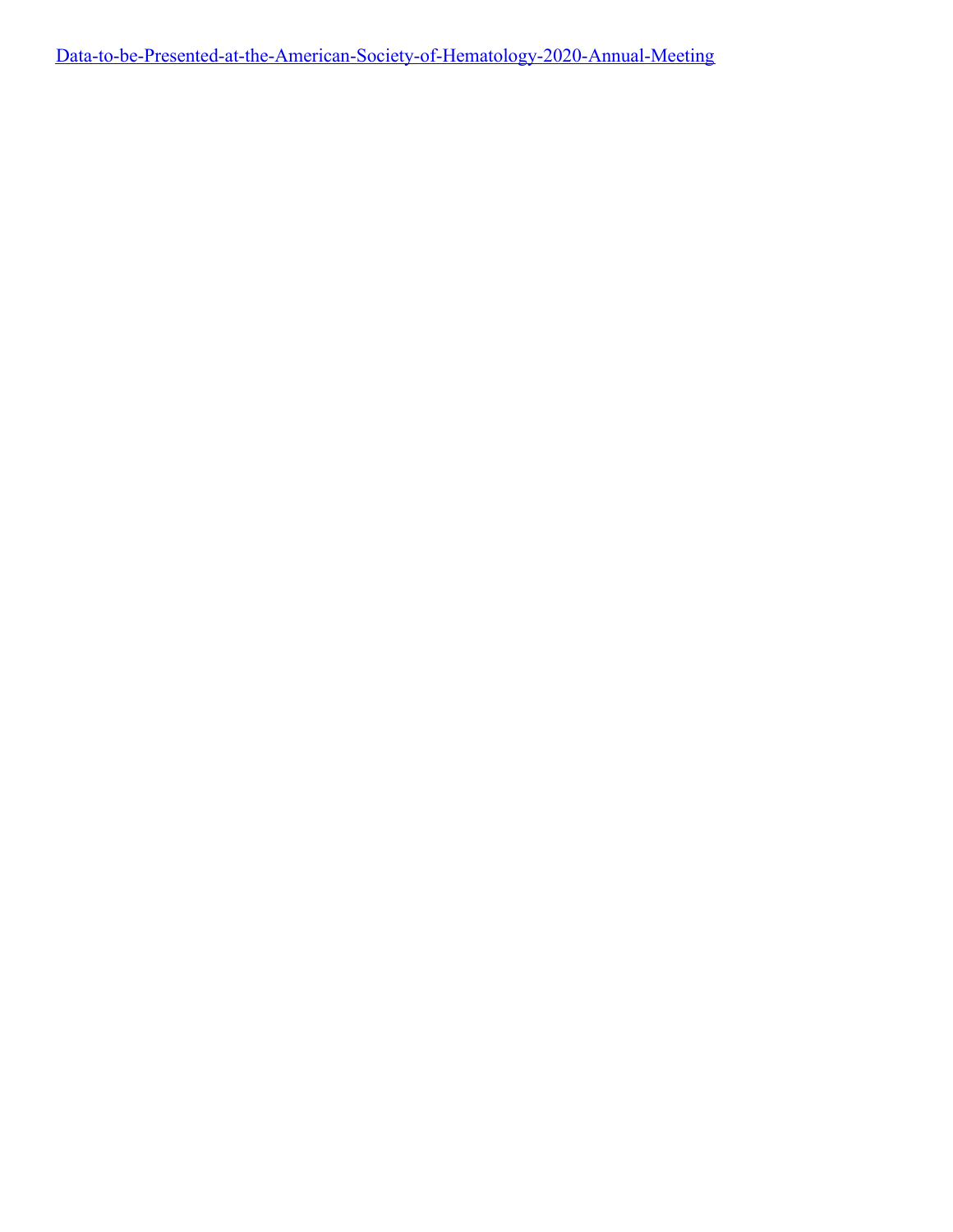Data-to-be-Presented-at-the-American-Society-of-Hematology-2020-Annual-Meeting